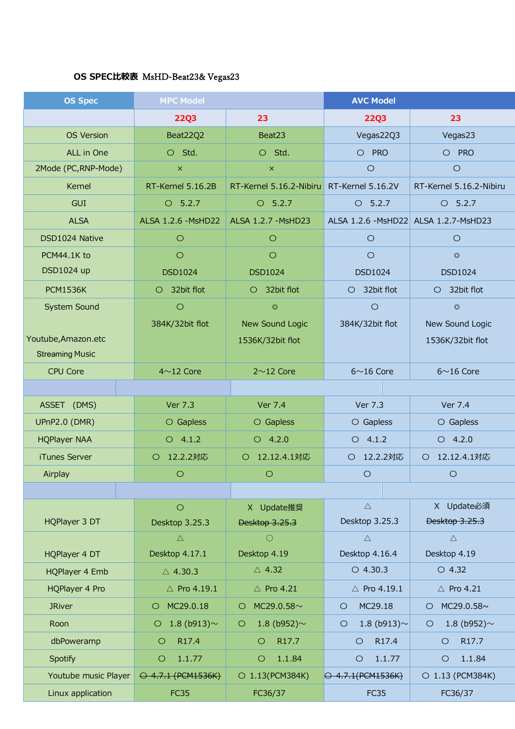OS SPEC比較表 MsHD-Beat23& Vegas23

| OS Spec | MPC Model | | AVC Model | |
|---|---|---|---|---|
| | 22Q3 | 23 | 22Q3 | 23 |
| OS Version | Beat22Q2 | Beat23 | Vegas22Q3 | Vegas23 |
| ALL in One | ○ Std. | ○ Std. | ○ PRO | ○ PRO |
| 2Mode (PC,RNP-Mode) | × | × | ○ | ○ |
| Kernel | RT-Kernel 5.16.2B | RT-Kernel 5.16.2-Nibiru | RT-Kernel 5.16.2V | RT-Kernel 5.16.2-Nibiru |
| GUI | ○ 5.2.7 | ○ 5.2.7 | ○ 5.2.7 | ○ 5.2.7 |
| ALSA | ALSA 1.2.6 -MsHD22 | ALSA 1.2.7 -MsHD23 | ALSA 1.2.6 -MsHD22 | ALSA 1.2.7-MsHD23 |
| DSD1024 Native | ○ | ○ | ○ | ○ |
| PCM44.1K to DSD1024 up | ○ DSD1024 | ○ DSD1024 | ○ DSD1024 | ◎ DSD1024 |
| PCM1536K | ○ 32bit flot | ○ 32bit flot | ○ 32bit flot | ○ 32bit flot |
| System Sound Youtube,Amazon.etc Streaming Music | ○ 384K/32bit flot | ◎ New Sound Logic 1536K/32bit flot | ○ 384K/32bit flot | ◎ New Sound Logic 1536K/32bit flot |
| CPU Core | 4～12 Core | 2～12 Core | 6～16 Core | 6～16 Core |
| | | | | |
| ASSET (DMS) | Ver 7.3 | Ver 7.4 | Ver 7.3 | Ver 7.4 |
| UPnP2.0 (DMR) | ○ Gapless | ○ Gapless | ○ Gapless | ○ Gapless |
| HQPlayer NAA | ○ 4.1.2 | ○ 4.2.0 | ○ 4.1.2 | ○ 4.2.0 |
| iTunes Server | ○ 12.2.2対応 | ○ 12.12.4.1対応 | ○ 12.2.2対応 | ○ 12.12.4.1対応 |
| Airplay | ○ | ○ | ○ | ○ |
| | | | | |
| HQPlayer 3 DT | ○ Desktop 3.25.3 | X Update推奨 ~~Desktop 3.25.3~~ | △ Desktop 3.25.3 | X Update必須 ~~Desktop 3.25.3~~ |
| HQPlayer 4 DT | △ Desktop 4.17.1 | ○ Desktop 4.19 | △ Desktop 4.16.4 | △ Desktop 4.19 |
| HQPlayer 4 Emb | △ 4.30.3 | △ 4.32 | ○ 4.30.3 | ○ 4.32 |
| HQPlayer 4 Pro | △ Pro 4.19.1 | △ Pro 4.21 | △ Pro 4.19.1 | △ Pro 4.21 |
| JRiver | ○ MC29.0.18 | ○ MC29.0.58～ | ○ MC29.18 | ○ MC29.0.58～ |
| Roon | ○ 1.8 (b913)～ | ○ 1.8 (b952)～ | ○ 1.8 (b913)～ | ○ 1.8 (b952)～ |
| dbPoweramp | ○ R17.4 | ○ R17.7 | ○ R17.4 | ○ R17.7 |
| Spotify | ○ 1.1.77 | ○ 1.1.84 | ○ 1.1.77 | ○ 1.1.84 |
| Youtube music Player | ~~○ 4.7.1 (PCM1536K)~~ | ○ 1.13(PCM384K) | ~~○ 4.7.1(PCM1536K)~~ | ○ 1.13 (PCM384K) |
| Linux application | FC35 | FC36/37 | FC35 | FC36/37 |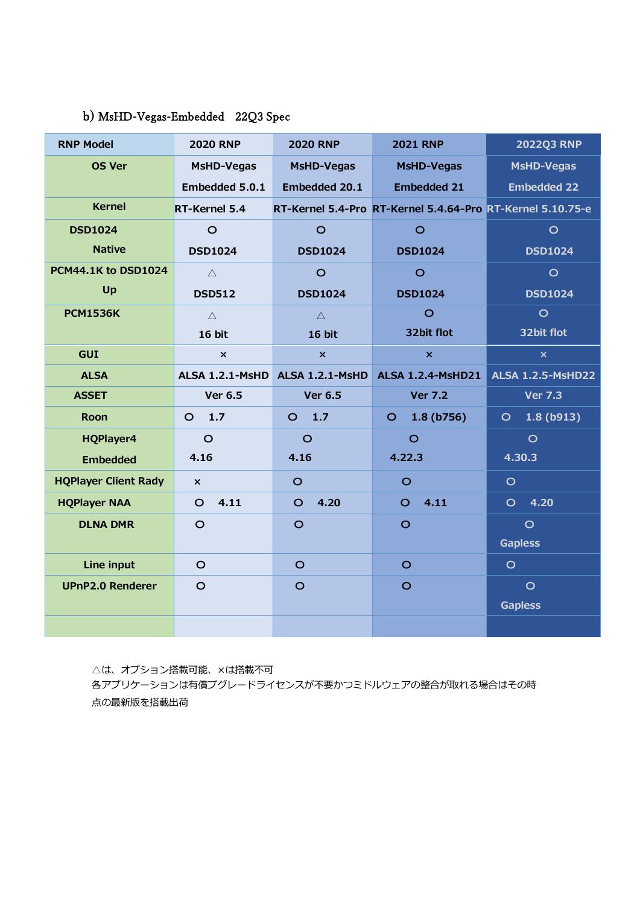b) MsHD-Vegas-Embedded　22Q3 Spec

| RNP Model | 2020 RNP | 2020 RNP | 2021 RNP | 2022Q3 RNP |
|---|---|---|---|---|
| OS Ver | MsHD-Vegas Embedded 5.0.1 | MsHD-Vegas Embedded 20.1 | MsHD-Vegas Embedded 21 | MsHD-Vegas Embedded 22 |
| Kernel | RT-Kernel 5.4 | RT-Kernel 5.4-Pro | RT-Kernel 5.4.64-Pro | RT-Kernel 5.10.75-e |
| DSD1024 Native | O DSD1024 | O DSD1024 | O DSD1024 | O DSD1024 |
| PCM44.1K to DSD1024 Up | △ DSD512 | O DSD1024 | O DSD1024 | O DSD1024 |
| PCM1536K | △ 16 bit | △ 16 bit | O 32bit flot | O 32bit flot |
| GUI | × | × | × | × |
| ALSA | ALSA 1.2.1-MsHD | ALSA 1.2.1-MsHD | ALSA 1.2.4-MsHD21 | ALSA 1.2.5-MsHD22 |
| ASSET | Ver 6.5 | Ver 6.5 | Ver 7.2 | Ver 7.3 |
| Roon | O 1.7 | O 1.7 | O 1.8 (b756) | O 1.8 (b913) |
| HQPlayer4 Embedded | O 4.16 | O 4.16 | O 4.22.3 | O 4.30.3 |
| HQPlayer Client Rady | × | O | O | O |
| HQPlayer NAA | O 4.11 | O 4.20 | O 4.11 | O 4.20 |
| DLNA DMR | O | O | O | O Gapless |
| Line input | O | O | O | O |
| UPnP2.0 Renderer | O | O | O | O Gapless |
| | | | | |

△は、オプション搭載可能、×は搭載不可
各アプリケーションは有償アップグレードライセンスが不要かつミドルウェアの整合が取れる場合はその時点の最新版を搭載出荷